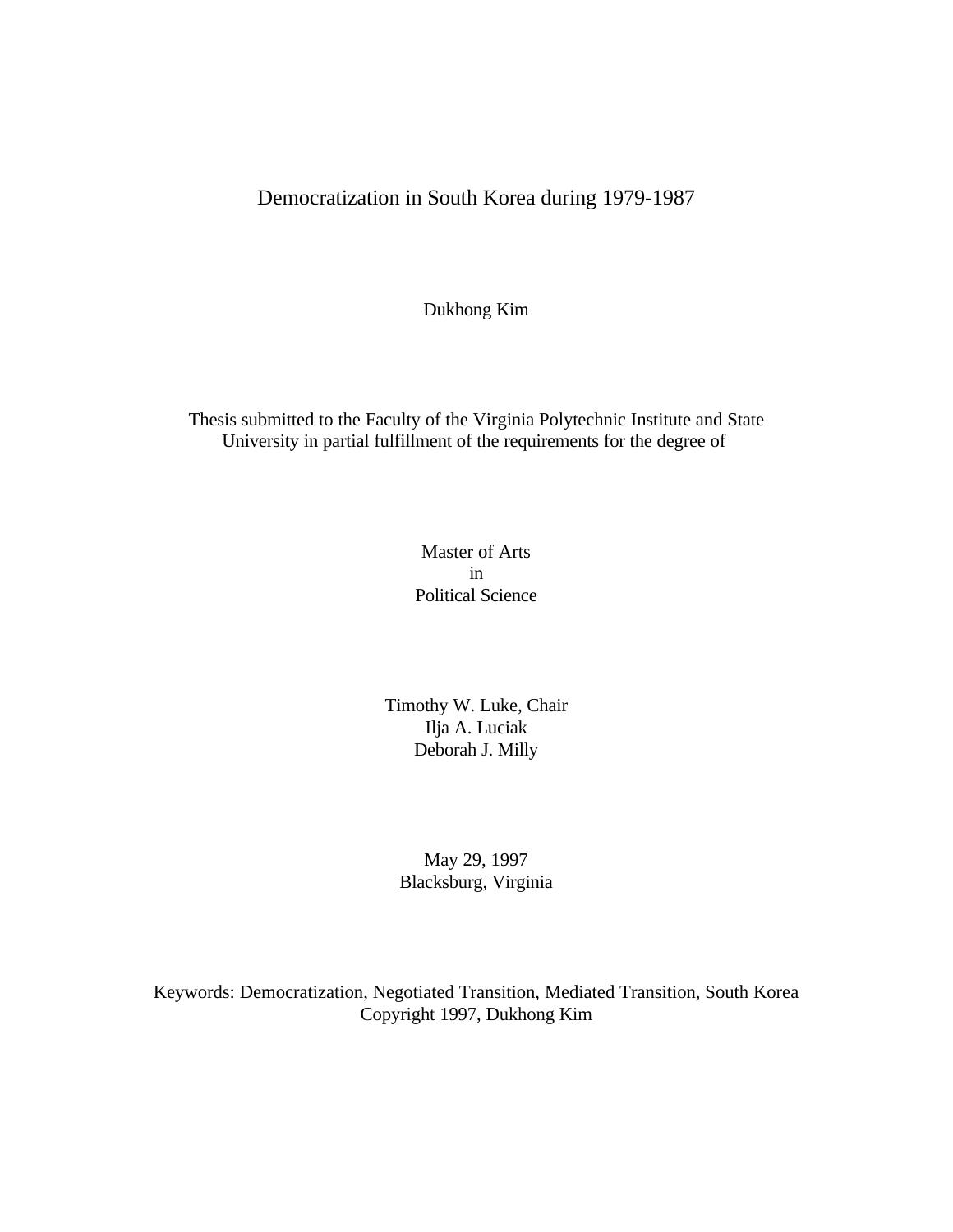# Democratization in South Korea during 1979-1987

Dukhong Kim

Thesis submitted to the Faculty of the Virginia Polytechnic Institute and State University in partial fulfillment of the requirements for the degree of

Master of Arts
in
Political Science

Timothy W. Luke, Chair
Ilja A. Luciak
Deborah J. Milly

May 29, 1997
Blacksburg, Virginia

Keywords: Democratization, Negotiated Transition, Mediated Transition, South Korea
Copyright 1997, Dukhong Kim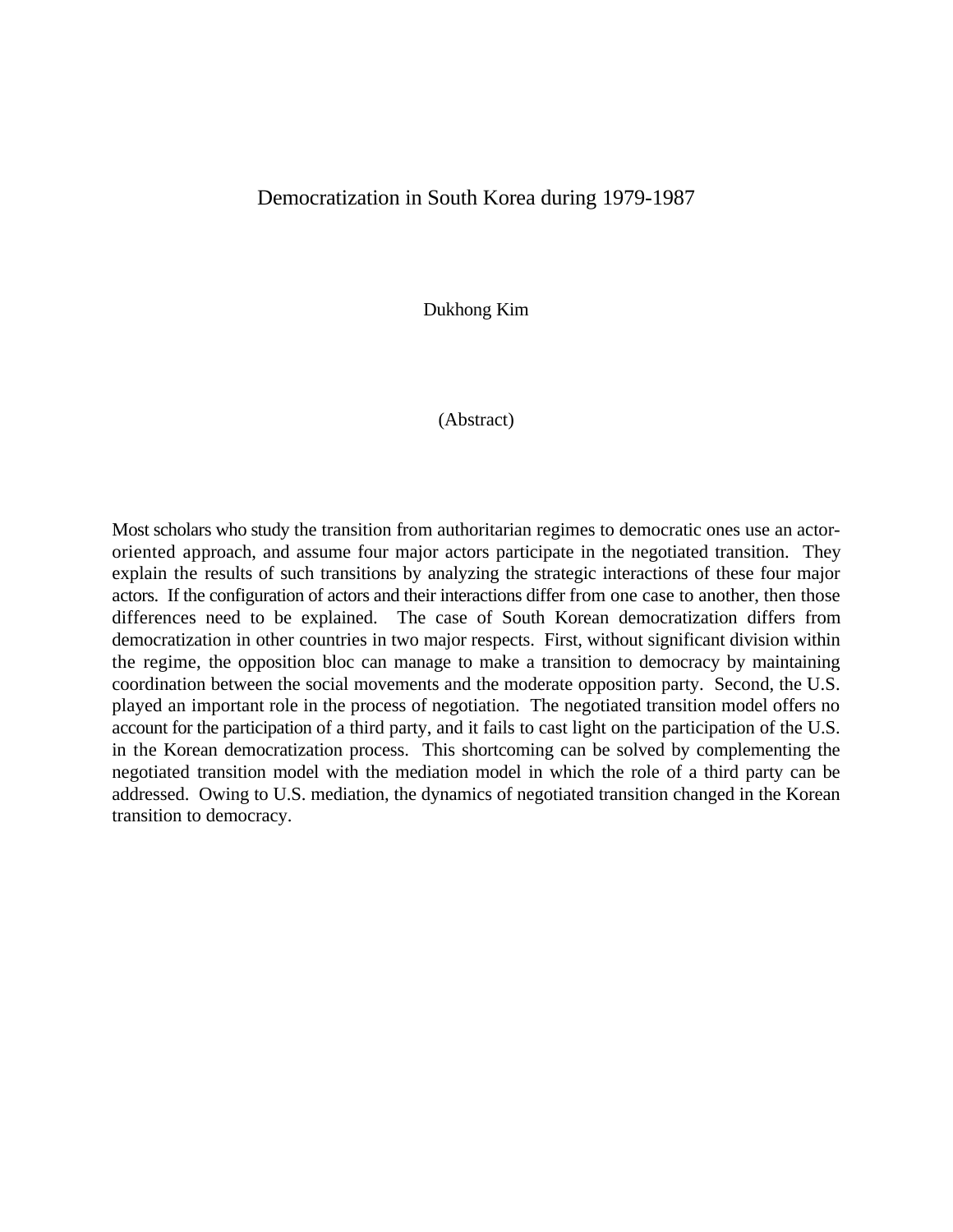# Democratization in South Korea during 1979-1987

Dukhong Kim

(Abstract)

Most scholars who study the transition from authoritarian regimes to democratic ones use an actor-oriented approach, and assume four major actors participate in the negotiated transition. They explain the results of such transitions by analyzing the strategic interactions of these four major actors. If the configuration of actors and their interactions differ from one case to another, then those differences need to be explained. The case of South Korean democratization differs from democratization in other countries in two major respects. First, without significant division within the regime, the opposition bloc can manage to make a transition to democracy by maintaining coordination between the social movements and the moderate opposition party. Second, the U.S. played an important role in the process of negotiation. The negotiated transition model offers no account for the participation of a third party, and it fails to cast light on the participation of the U.S. in the Korean democratization process. This shortcoming can be solved by complementing the negotiated transition model with the mediation model in which the role of a third party can be addressed. Owing to U.S. mediation, the dynamics of negotiated transition changed in the Korean transition to democracy.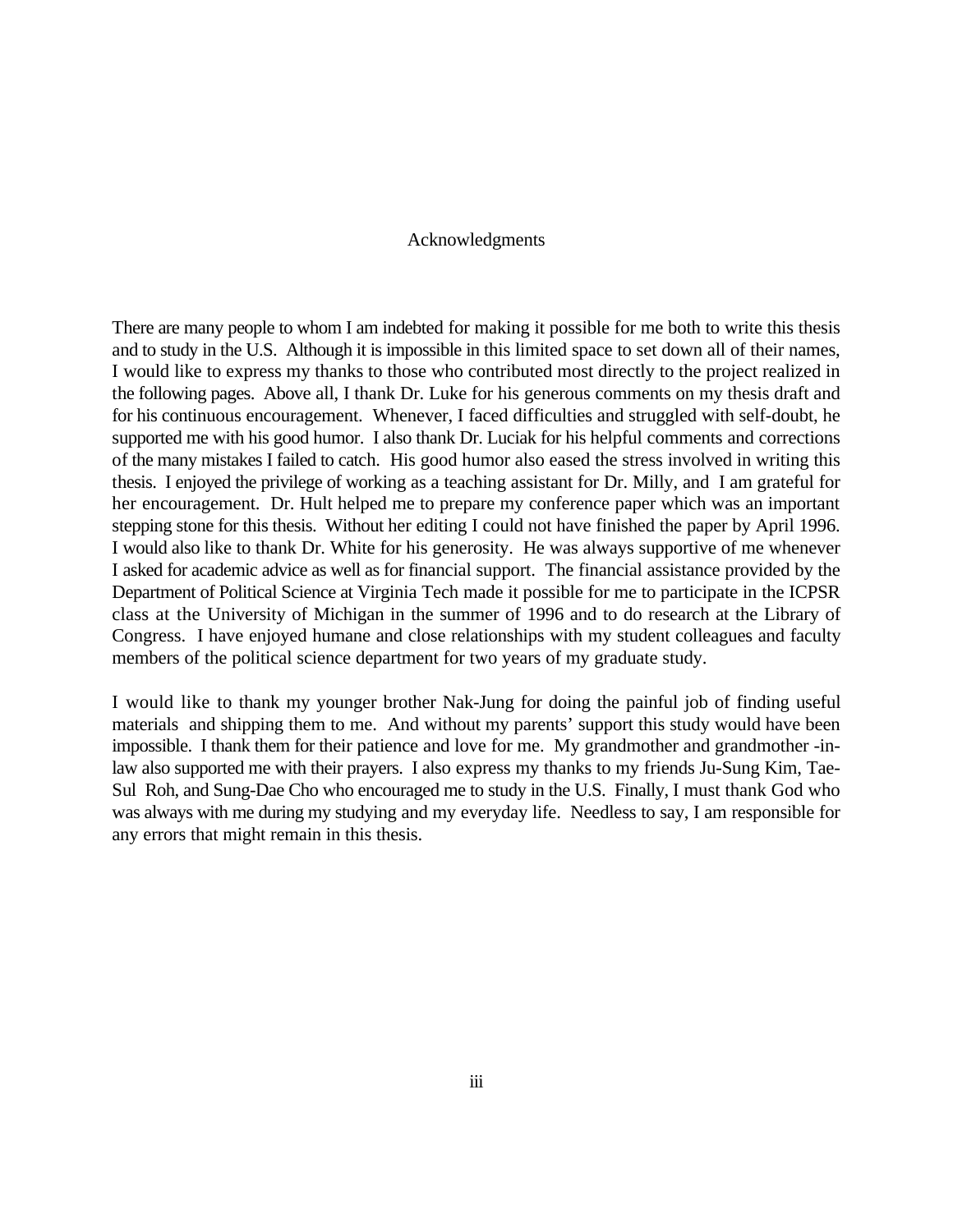# Acknowledgments

There are many people to whom I am indebted for making it possible for me both to write this thesis and to study in the U.S. Although it is impossible in this limited space to set down all of their names, I would like to express my thanks to those who contributed most directly to the project realized in the following pages. Above all, I thank Dr. Luke for his generous comments on my thesis draft and for his continuous encouragement. Whenever, I faced difficulties and struggled with self-doubt, he supported me with his good humor. I also thank Dr. Luciak for his helpful comments and corrections of the many mistakes I failed to catch. His good humor also eased the stress involved in writing this thesis. I enjoyed the privilege of working as a teaching assistant for Dr. Milly, and I am grateful for her encouragement. Dr. Hult helped me to prepare my conference paper which was an important stepping stone for this thesis. Without her editing I could not have finished the paper by April 1996. I would also like to thank Dr. White for his generosity. He was always supportive of me whenever I asked for academic advice as well as for financial support. The financial assistance provided by the Department of Political Science at Virginia Tech made it possible for me to participate in the ICPSR class at the University of Michigan in the summer of 1996 and to do research at the Library of Congress. I have enjoyed humane and close relationships with my student colleagues and faculty members of the political science department for two years of my graduate study.

I would like to thank my younger brother Nak-Jung for doing the painful job of finding useful materials and shipping them to me. And without my parents' support this study would have been impossible. I thank them for their patience and love for me. My grandmother and grandmother -in-law also supported me with their prayers. I also express my thanks to my friends Ju-Sung Kim, Tae-Sul Roh, and Sung-Dae Cho who encouraged me to study in the U.S. Finally, I must thank God who was always with me during my studying and my everyday life. Needless to say, I am responsible for any errors that might remain in this thesis.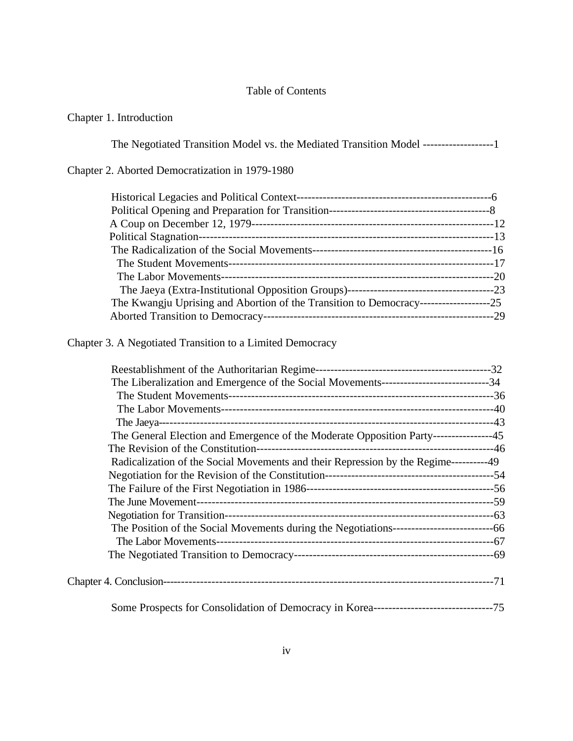# Table of Contents

Chapter 1. Introduction

The Negotiated Transition Model vs. the Mediated Transition Model -------------------1

Chapter 2. Aborted Democratization in 1979-1980

Historical Legacies and Political Context----------------------------------------------------6
Political Opening and Preparation for Transition-------------------------------------------8
A Coup on December 12, 1979---------------------------------------------------------------12
Political Stagnation-----------------------------------------------------------------------------13
The Radicalization of the Social Movements------------------------------------------------16
The Student Movements---------------------------------------------------------------------17
The Labor Movements-----------------------------------------------------------------------20
The Jaeya (Extra-Institutional Opposition Groups)-------------------------------------23
The Kwangju Uprising and Abortion of the Transition to Democracy-------------------25
Aborted Transition to Democracy-------------------------------------------------------------29

Chapter 3. A Negotiated Transition to a Limited Democracy

Reestablishment of the Authoritarian Regime----------------------------------------------32
The Liberalization and Emergence of the Social Movements-----------------------------34
The Student Movements---------------------------------------------------------------------36
The Labor Movements-----------------------------------------------------------------------40
The Jaeya-------------------------------------------------------------------------------------43
The General Election and Emergence of the Moderate Opposition Party----------------45
The Revision of the Constitution--------------------------------------------------------------46
Radicalization of the Social Movements and their Repression by the Regime----------49
Negotiation for the Revision of the Constitution---------------------------------------------54
The Failure of the First Negotiation in 1986--------------------------------------------------56
The June Movement-----------------------------------------------------------------------------59
Negotiation for Transition----------------------------------------------------------------------63
The Position of the Social Movements during the Negotiations---------------------------66
The Labor Movements-------------------------------------------------------------------------67
The Negotiated Transition to Democracy-----------------------------------------------------69

Chapter 4. Conclusion---------------------------------------------------------------------------------71

Some Prospects for Consolidation of Democracy in Korea--------------------------------75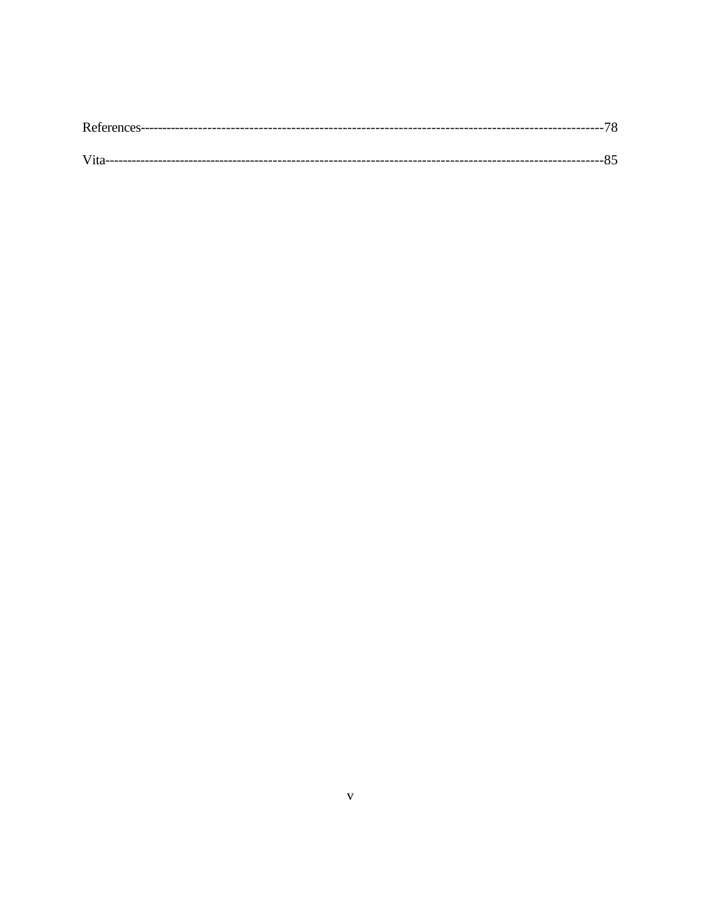References------------------------------------------------------------------------------------------------------78

Vita-------------------------------------------------------------------------------------------------------------85